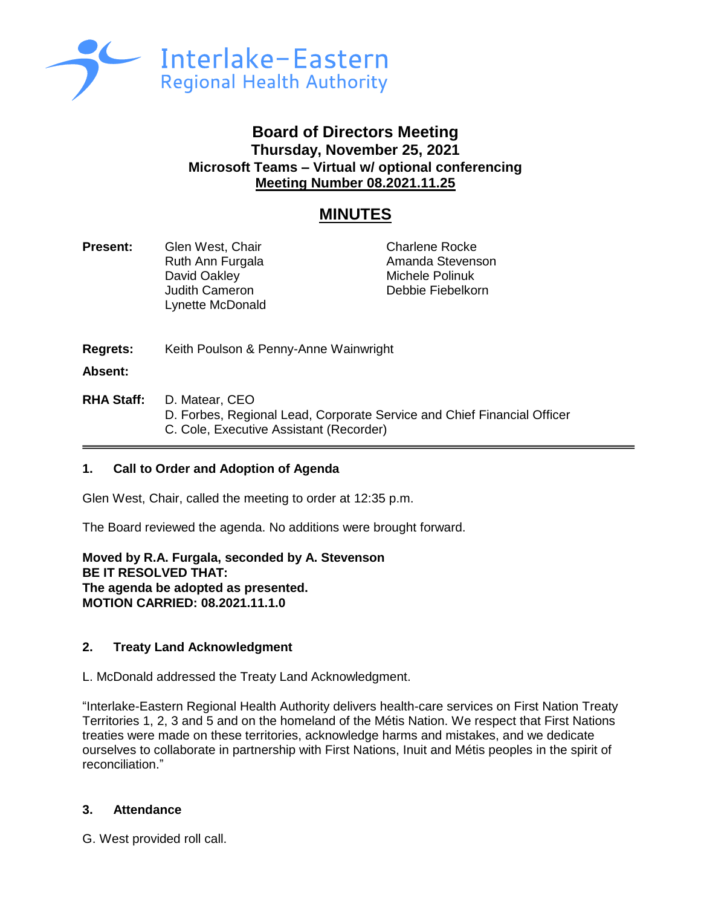Interlake-Eastern
Regional Health Authority

# Board of Directors Meeting

**Thursday, November 25, 2021**
**Microsoft Teams – Virtual w/ optional conferencing**
**Meeting Number 08.2021.11.25**

## MINUTES

**Present:** Glen West, Chair
Ruth Ann Furgala
David Oakley
Judith Cameron
Lynette McDonald
Charlene Rocke
Amanda Stevenson
Michele Polinuk
Debbie Fiebelkorn

**Regrets:** Keith Poulson & Penny-Anne Wainwright

**Absent:**

**RHA Staff:** D. Matear, CEO
D. Forbes, Regional Lead, Corporate Service and Chief Financial Officer
C. Cole, Executive Assistant (Recorder)

---

### 1. Call to Order and Adoption of Agenda

Glen West, Chair, called the meeting to order at 12:35 p.m.

The Board reviewed the agenda. No additions were brought forward.

**Moved by R.A. Furgala, seconded by A. Stevenson**
**BE IT RESOLVED THAT:**
**The agenda be adopted as presented.**
**MOTION CARRIED: 08.2021.11.1.0**

### 2. Treaty Land Acknowledgment

L. McDonald addressed the Treaty Land Acknowledgment.

"Interlake-Eastern Regional Health Authority delivers health-care services on First Nation Treaty Territories 1, 2, 3 and 5 and on the homeland of the Métis Nation. We respect that First Nations treaties were made on these territories, acknowledge harms and mistakes, and we dedicate ourselves to collaborate in partnership with First Nations, Inuit and Métis peoples in the spirit of reconciliation."

### 3. Attendance

G. West provided roll call.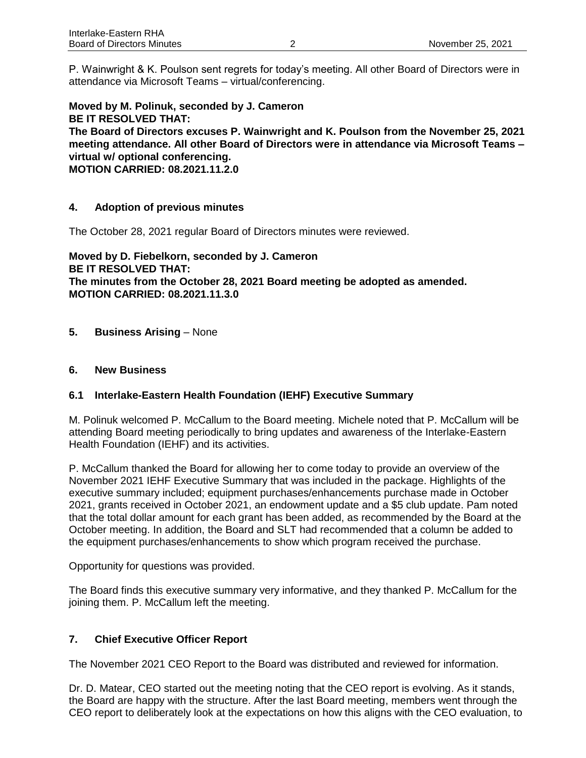P. Wainwright & K. Poulson sent regrets for today's meeting. All other Board of Directors were in attendance via Microsoft Teams – virtual/conferencing.

**Moved by M. Polinuk, seconded by J. Cameron**
**BE IT RESOLVED THAT:**
**The Board of Directors excuses P. Wainwright and K. Poulson from the November 25, 2021 meeting attendance. All other Board of Directors were in attendance via Microsoft Teams – virtual w/ optional conferencing.**
**MOTION CARRIED: 08.2021.11.2.0**

## 4. Adoption of previous minutes

The October 28, 2021 regular Board of Directors minutes were reviewed.

**Moved by D. Fiebelkorn, seconded by J. Cameron**
**BE IT RESOLVED THAT:**
**The minutes from the October 28, 2021 Board meeting be adopted as amended.**
**MOTION CARRIED: 08.2021.11.3.0**

## 5. Business Arising – None

## 6. New Business

### 6.1 Interlake-Eastern Health Foundation (IEHF) Executive Summary

M. Polinuk welcomed P. McCallum to the Board meeting. Michele noted that P. McCallum will be attending Board meeting periodically to bring updates and awareness of the Interlake-Eastern Health Foundation (IEHF) and its activities.

P. McCallum thanked the Board for allowing her to come today to provide an overview of the November 2021 IEHF Executive Summary that was included in the package. Highlights of the executive summary included; equipment purchases/enhancements purchase made in October 2021, grants received in October 2021, an endowment update and a $5 club update. Pam noted that the total dollar amount for each grant has been added, as recommended by the Board at the October meeting. In addition, the Board and SLT had recommended that a column be added to the equipment purchases/enhancements to show which program received the purchase.

Opportunity for questions was provided.

The Board finds this executive summary very informative, and they thanked P. McCallum for the joining them. P. McCallum left the meeting.

## 7. Chief Executive Officer Report

The November 2021 CEO Report to the Board was distributed and reviewed for information.

Dr. D. Matear, CEO started out the meeting noting that the CEO report is evolving. As it stands, the Board are happy with the structure. After the last Board meeting, members went through the CEO report to deliberately look at the expectations on how this aligns with the CEO evaluation, to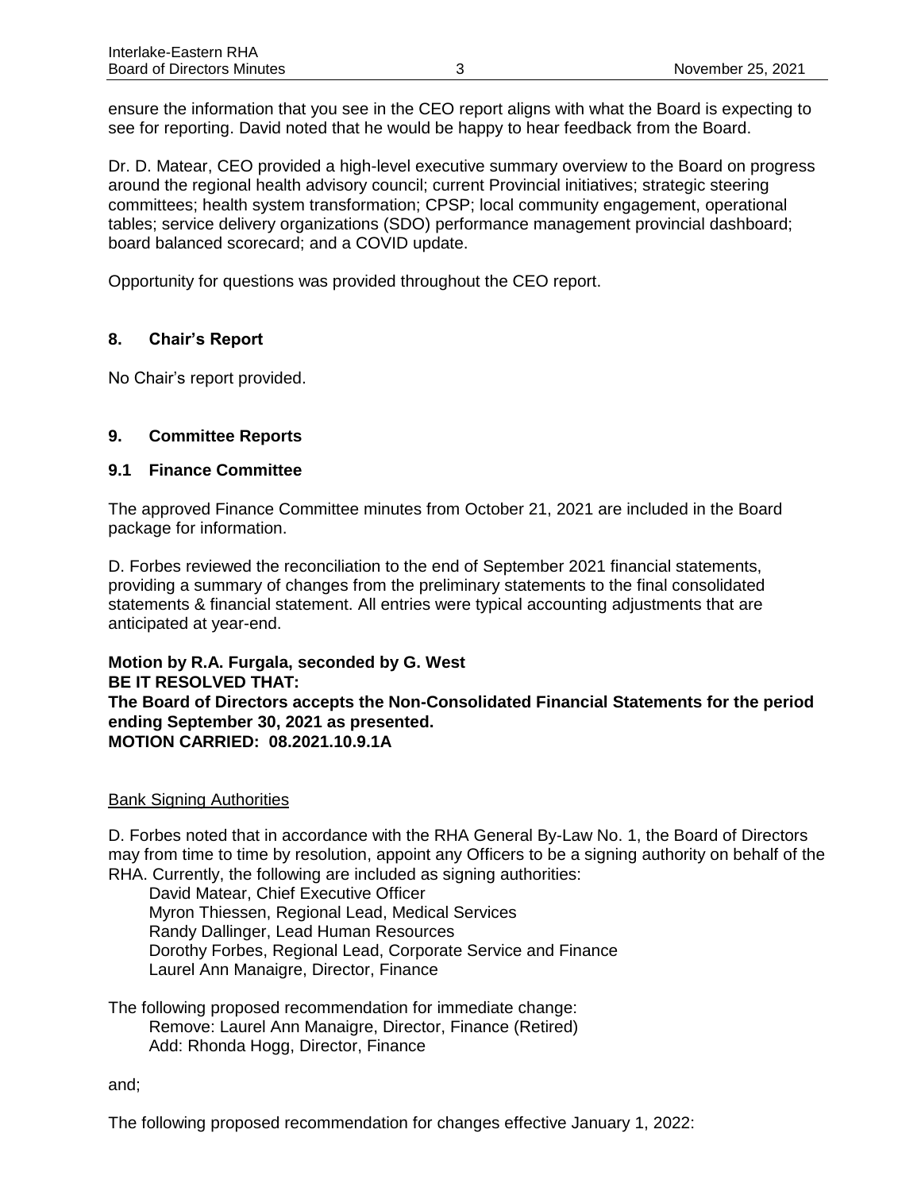ensure the information that you see in the CEO report aligns with what the Board is expecting to see for reporting. David noted that he would be happy to hear feedback from the Board.

Dr. D. Matear, CEO provided a high-level executive summary overview to the Board on progress around the regional health advisory council; current Provincial initiatives; strategic steering committees; health system transformation; CPSP; local community engagement, operational tables; service delivery organizations (SDO) performance management provincial dashboard; board balanced scorecard; and a COVID update.

Opportunity for questions was provided throughout the CEO report.

## 8. Chair's Report

No Chair's report provided.

## 9. Committee Reports

### 9.1 Finance Committee

The approved Finance Committee minutes from October 21, 2021 are included in the Board package for information.

D. Forbes reviewed the reconciliation to the end of September 2021 financial statements, providing a summary of changes from the preliminary statements to the final consolidated statements & financial statement. All entries were typical accounting adjustments that are anticipated at year-end.

**Motion by R.A. Furgala, seconded by G. West**
**BE IT RESOLVED THAT:**
**The Board of Directors accepts the Non-Consolidated Financial Statements for the period ending September 30, 2021 as presented.**
**MOTION CARRIED: 08.2021.10.9.1A**

<u>Bank Signing Authorities</u>

D. Forbes noted that in accordance with the RHA General By-Law No. 1, the Board of Directors may from time to time by resolution, appoint any Officers to be a signing authority on behalf of the RHA. Currently, the following are included as signing authorities:

David Matear, Chief Executive Officer
Myron Thiessen, Regional Lead, Medical Services
Randy Dallinger, Lead Human Resources
Dorothy Forbes, Regional Lead, Corporate Service and Finance
Laurel Ann Manaigre, Director, Finance

The following proposed recommendation for immediate change:

Remove: Laurel Ann Manaigre, Director, Finance (Retired)
Add: Rhonda Hogg, Director, Finance

and;

The following proposed recommendation for changes effective January 1, 2022: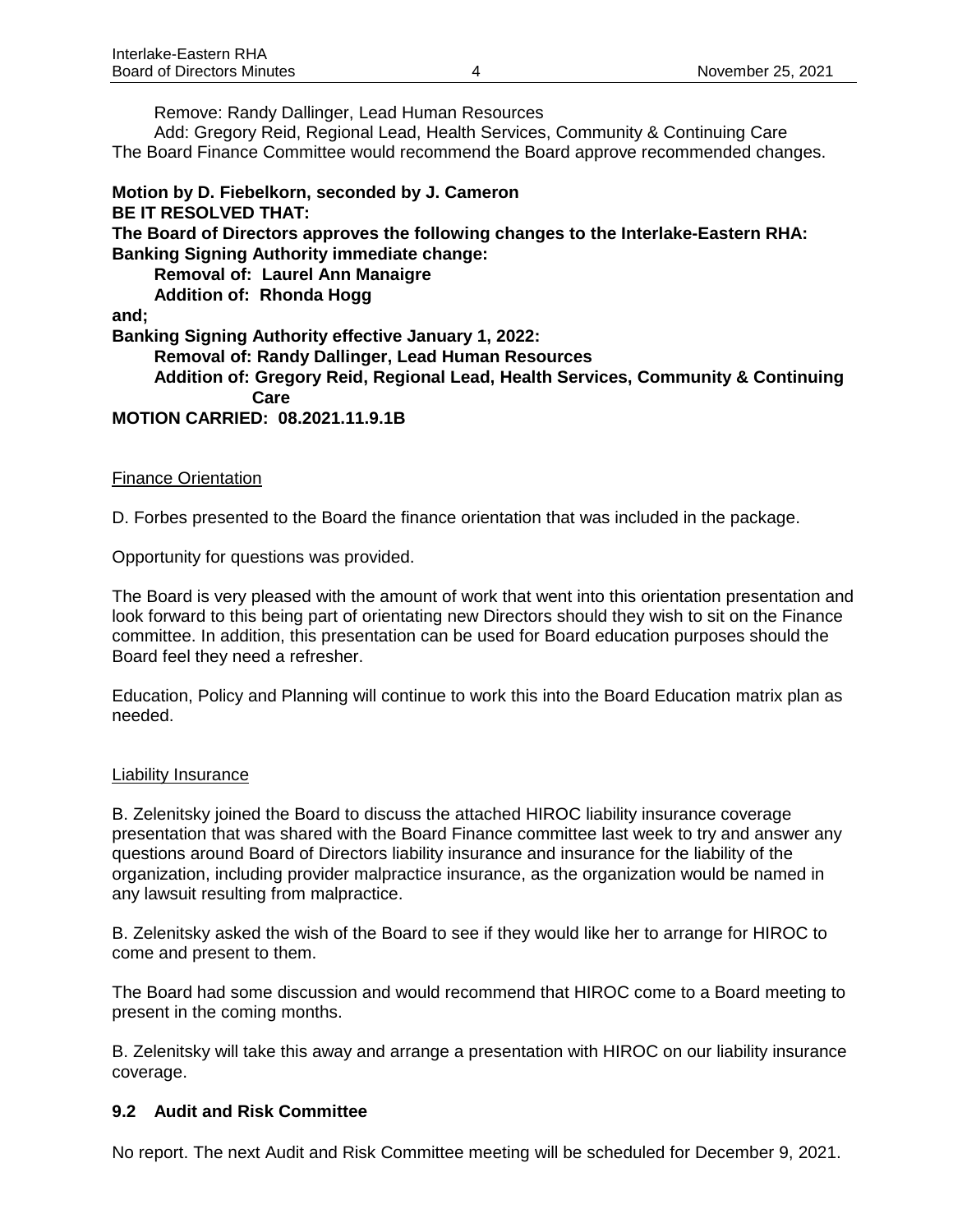Remove: Randy Dallinger, Lead Human Resources
Add: Gregory Reid, Regional Lead, Health Services, Community & Continuing Care
The Board Finance Committee would recommend the Board approve recommended changes.

**Motion by D. Fiebelkorn, seconded by J. Cameron**
**BE IT RESOLVED THAT:**
**The Board of Directors approves the following changes to the Interlake-Eastern RHA:**
**Banking Signing Authority immediate change:**
**Removal of: Laurel Ann Manaigre**
**Addition of: Rhonda Hogg**
**and;**
**Banking Signing Authority effective January 1, 2022:**
**Removal of: Randy Dallinger, Lead Human Resources**
**Addition of: Gregory Reid, Regional Lead, Health Services, Community & Continuing Care**
**MOTION CARRIED: 08.2021.11.9.1B**

Finance Orientation

D. Forbes presented to the Board the finance orientation that was included in the package.

Opportunity for questions was provided.

The Board is very pleased with the amount of work that went into this orientation presentation and look forward to this being part of orientating new Directors should they wish to sit on the Finance committee. In addition, this presentation can be used for Board education purposes should the Board feel they need a refresher.

Education, Policy and Planning will continue to work this into the Board Education matrix plan as needed.

Liability Insurance

B. Zelenitsky joined the Board to discuss the attached HIROC liability insurance coverage presentation that was shared with the Board Finance committee last week to try and answer any questions around Board of Directors liability insurance and insurance for the liability of the organization, including provider malpractice insurance, as the organization would be named in any lawsuit resulting from malpractice.

B. Zelenitsky asked the wish of the Board to see if they would like her to arrange for HIROC to come and present to them.

The Board had some discussion and would recommend that HIROC come to a Board meeting to present in the coming months.

B. Zelenitsky will take this away and arrange a presentation with HIROC on our liability insurance coverage.

### 9.2 Audit and Risk Committee

No report. The next Audit and Risk Committee meeting will be scheduled for December 9, 2021.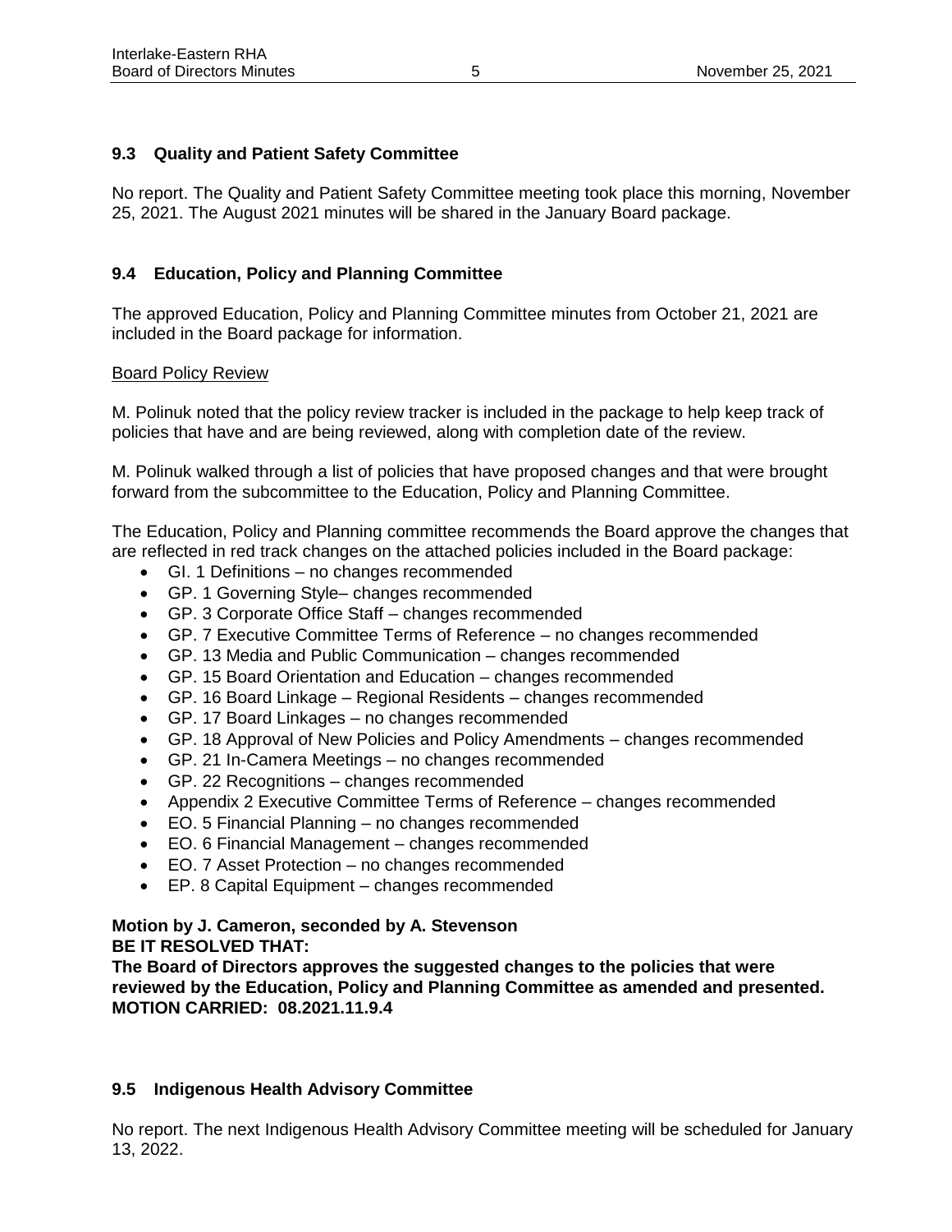### 9.3 Quality and Patient Safety Committee

No report. The Quality and Patient Safety Committee meeting took place this morning, November 25, 2021. The August 2021 minutes will be shared in the January Board package.

### 9.4 Education, Policy and Planning Committee

The approved Education, Policy and Planning Committee minutes from October 21, 2021 are included in the Board package for information.

<u>Board Policy Review</u>

M. Polinuk noted that the policy review tracker is included in the package to help keep track of policies that have and are being reviewed, along with completion date of the review.

M. Polinuk walked through a list of policies that have proposed changes and that were brought forward from the subcommittee to the Education, Policy and Planning Committee.

The Education, Policy and Planning committee recommends the Board approve the changes that are reflected in red track changes on the attached policies included in the Board package:

- GI. 1 Definitions – no changes recommended
- GP. 1 Governing Style– changes recommended
- GP. 3 Corporate Office Staff – changes recommended
- GP. 7 Executive Committee Terms of Reference – no changes recommended
- GP. 13 Media and Public Communication – changes recommended
- GP. 15 Board Orientation and Education – changes recommended
- GP. 16 Board Linkage – Regional Residents – changes recommended
- GP. 17 Board Linkages – no changes recommended
- GP. 18 Approval of New Policies and Policy Amendments – changes recommended
- GP. 21 In-Camera Meetings – no changes recommended
- GP. 22 Recognitions – changes recommended
- Appendix 2 Executive Committee Terms of Reference – changes recommended
- EO. 5 Financial Planning – no changes recommended
- EO. 6 Financial Management – changes recommended
- EO. 7 Asset Protection – no changes recommended
- EP. 8 Capital Equipment – changes recommended

**Motion by J. Cameron, seconded by A. Stevenson**
**BE IT RESOLVED THAT:**
**The Board of Directors approves the suggested changes to the policies that were reviewed by the Education, Policy and Planning Committee as amended and presented.**
**MOTION CARRIED: 08.2021.11.9.4**

### 9.5 Indigenous Health Advisory Committee

No report. The next Indigenous Health Advisory Committee meeting will be scheduled for January 13, 2022.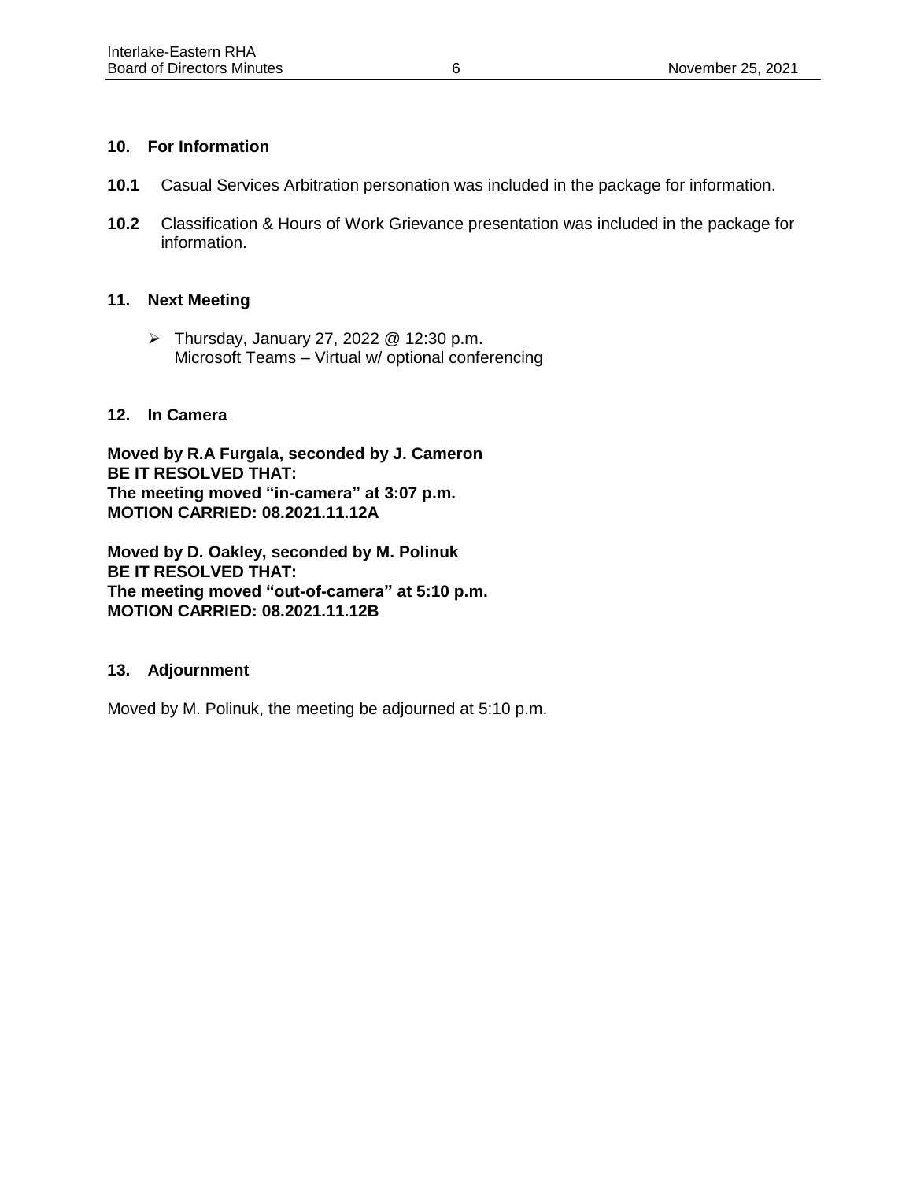## 10. For Information

**10.1** Casual Services Arbitration personation was included in the package for information.

**10.2** Classification & Hours of Work Grievance presentation was included in the package for information.

## 11. Next Meeting

- Thursday, January 27, 2022 @ 12:30 p.m.
  Microsoft Teams – Virtual w/ optional conferencing

## 12. In Camera

**Moved by R.A Furgala, seconded by J. Cameron**
**BE IT RESOLVED THAT:**
**The meeting moved "in-camera" at 3:07 p.m.**
**MOTION CARRIED: 08.2021.11.12A**

**Moved by D. Oakley, seconded by M. Polinuk**
**BE IT RESOLVED THAT:**
**The meeting moved "out-of-camera" at 5:10 p.m.**
**MOTION CARRIED: 08.2021.11.12B**

## 13. Adjournment

Moved by M. Polinuk, the meeting be adjourned at 5:10 p.m.